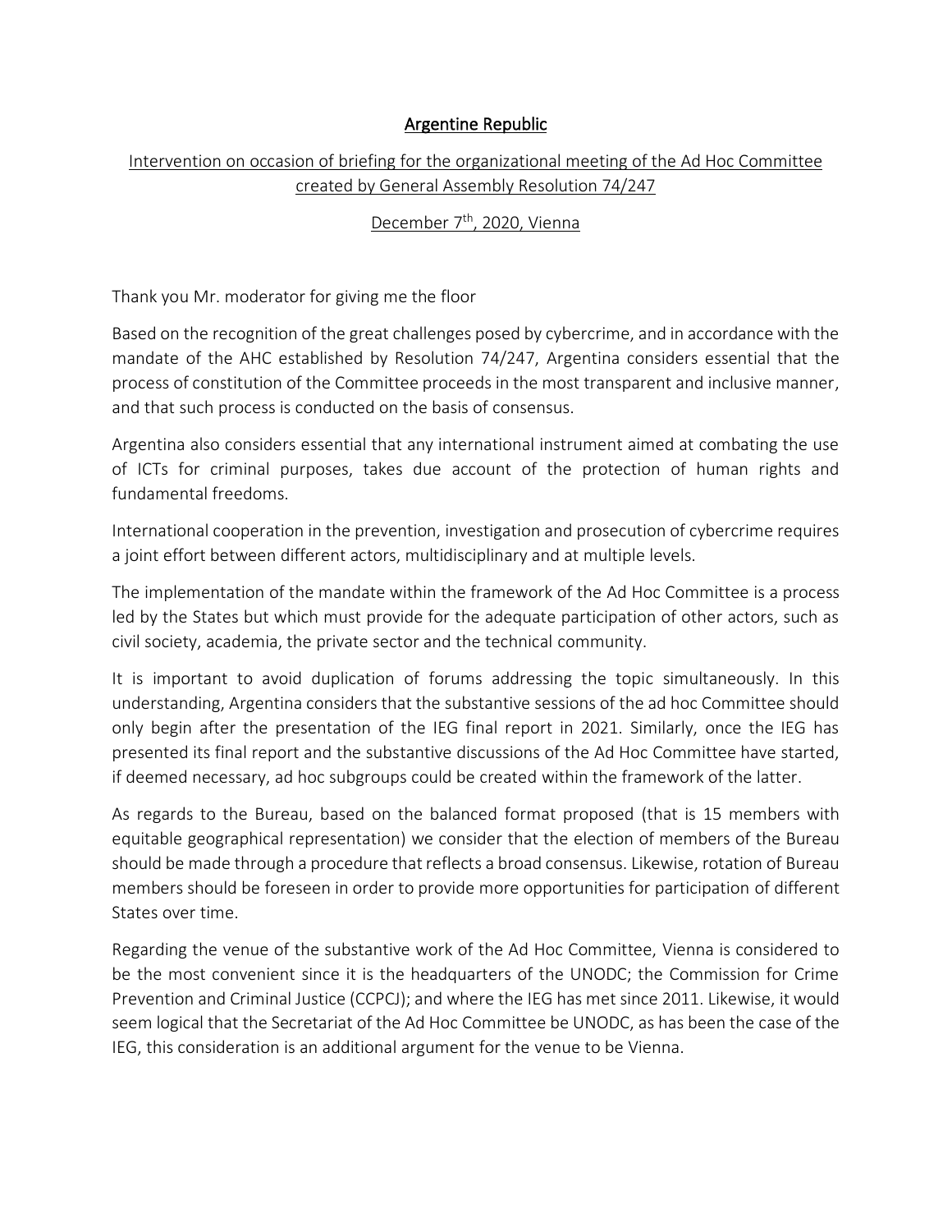**Argentine Republic**

Intervention on occasion of briefing for the organizational meeting of the Ad Hoc Committee created by General Assembly Resolution 74/247

December 7th, 2020, Vienna

Thank you Mr. moderator for giving me the floor

Based on the recognition of the great challenges posed by cybercrime, and in accordance with the mandate of the AHC established by Resolution 74/247, Argentina considers essential that the process of constitution of the Committee proceeds in the most transparent and inclusive manner, and that such process is conducted on the basis of consensus.

Argentina also considers essential that any international instrument aimed at combating the use of ICTs for criminal purposes, takes due account of the protection of human rights and fundamental freedoms.

International cooperation in the prevention, investigation and prosecution of cybercrime requires a joint effort between different actors, multidisciplinary and at multiple levels.

The implementation of the mandate within the framework of the Ad Hoc Committee is a process led by the States but which must provide for the adequate participation of other actors, such as civil society, academia, the private sector and the technical community.

It is important to avoid duplication of forums addressing the topic simultaneously. In this understanding, Argentina considers that the substantive sessions of the ad hoc Committee should only begin after the presentation of the IEG final report in 2021. Similarly, once the IEG has presented its final report and the substantive discussions of the Ad Hoc Committee have started, if deemed necessary, ad hoc subgroups could be created within the framework of the latter.

As regards to the Bureau, based on the balanced format proposed (that is 15 members with equitable geographical representation) we consider that the election of members of the Bureau should be made through a procedure that reflects a broad consensus. Likewise, rotation of Bureau members should be foreseen in order to provide more opportunities for participation of different States over time.

Regarding the venue of the substantive work of the Ad Hoc Committee, Vienna is considered to be the most convenient since it is the headquarters of the UNODC; the Commission for Crime Prevention and Criminal Justice (CCPCJ); and where the IEG has met since 2011. Likewise, it would seem logical that the Secretariat of the Ad Hoc Committee be UNODC, as has been the case of the IEG, this consideration is an additional argument for the venue to be Vienna.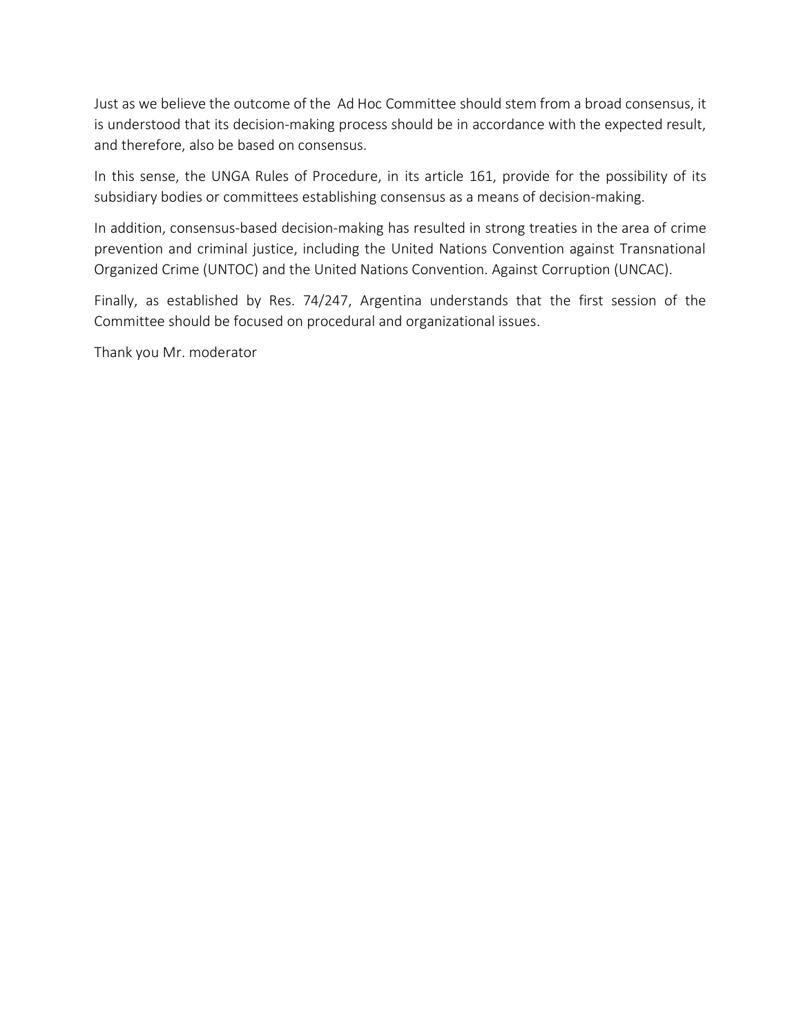Just as we believe the outcome of the Ad Hoc Committee should stem from a broad consensus, it is understood that its decision-making process should be in accordance with the expected result, and therefore, also be based on consensus.

In this sense, the UNGA Rules of Procedure, in its article 161, provide for the possibility of its subsidiary bodies or committees establishing consensus as a means of decision-making.

In addition, consensus-based decision-making has resulted in strong treaties in the area of crime prevention and criminal justice, including the United Nations Convention against Transnational Organized Crime (UNTOC) and the United Nations Convention. Against Corruption (UNCAC).

Finally, as established by Res. 74/247, Argentina understands that the first session of the Committee should be focused on procedural and organizational issues.

Thank you Mr. moderator